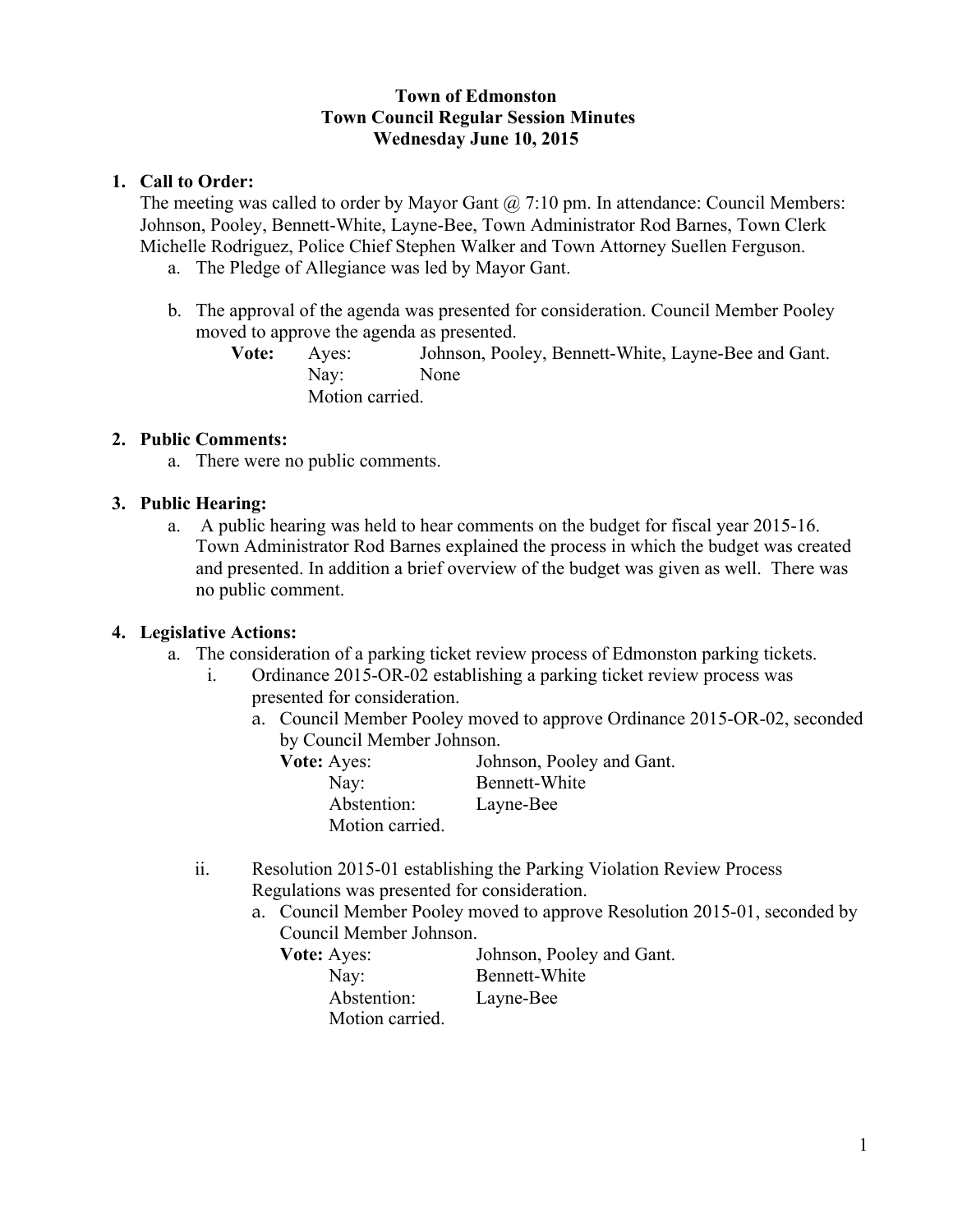**Town of Edmonston**
**Town Council Regular Session Minutes**
**Wednesday June 10, 2015**

1. **Call to Order:**
   The meeting was called to order by Mayor Gant @ 7:10 pm. In attendance: Council Members: Johnson, Pooley, Bennett-White, Layne-Bee, Town Administrator Rod Barnes, Town Clerk Michelle Rodriguez, Police Chief Stephen Walker and Town Attorney Suellen Ferguson.
   a. The Pledge of Allegiance was led by Mayor Gant.

   b. The approval of the agenda was presented for consideration. Council Member Pooley moved to approve the agenda as presented.
      **Vote:** Ayes: Johnson, Pooley, Bennett-White, Layne-Bee and Gant.
      Nay: None
      Motion carried.

2. **Public Comments:**
   a. There were no public comments.

3. **Public Hearing:**
   a. A public hearing was held to hear comments on the budget for fiscal year 2015-16. Town Administrator Rod Barnes explained the process in which the budget was created and presented. In addition a brief overview of the budget was given as well. There was no public comment.

4. **Legislative Actions:**
   a. The consideration of a parking ticket review process of Edmonston parking tickets.
      i. Ordinance 2015-OR-02 establishing a parking ticket review process was presented for consideration.
         a. Council Member Pooley moved to approve Ordinance 2015-OR-02, seconded by Council Member Johnson.
            **Vote:** Ayes: Johnson, Pooley and Gant.
            Nay: Bennett-White
            Abstention: Layne-Bee
            Motion carried.

      ii. Resolution 2015-01 establishing the Parking Violation Review Process Regulations was presented for consideration.
         a. Council Member Pooley moved to approve Resolution 2015-01, seconded by Council Member Johnson.
            **Vote:** Ayes: Johnson, Pooley and Gant.
            Nay: Bennett-White
            Abstention: Layne-Bee
            Motion carried.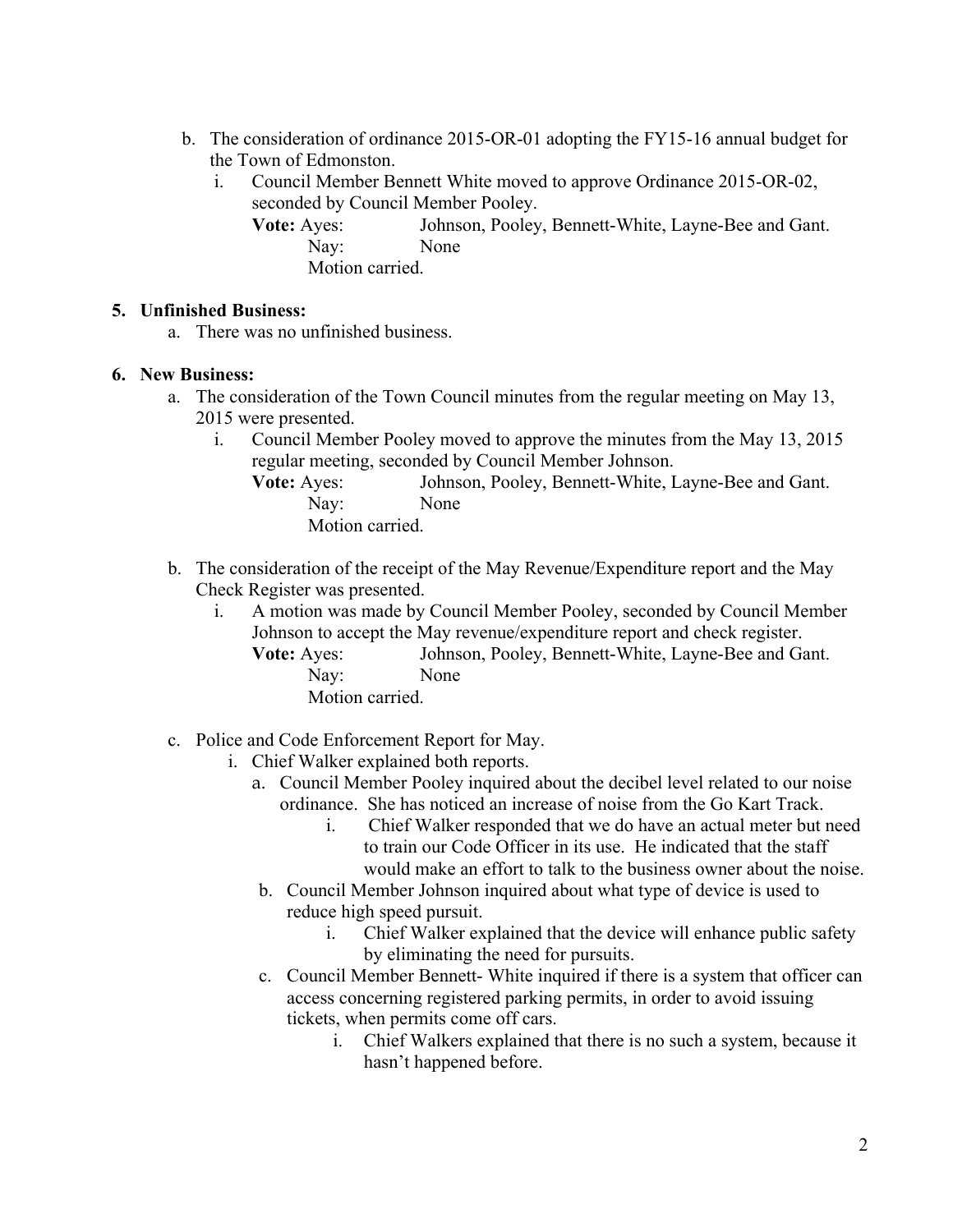b. The consideration of ordinance 2015-OR-01 adopting the FY15-16 annual budget for the Town of Edmonston.
   i. Council Member Bennett White moved to approve Ordinance 2015-OR-02, seconded by Council Member Pooley.
      **Vote:** Ayes: Johnson, Pooley, Bennett-White, Layne-Bee and Gant.
      Nay: None
      Motion carried.

**5. Unfinished Business:**

a. There was no unfinished business.

**6. New Business:**

a. The consideration of the Town Council minutes from the regular meeting on May 13, 2015 were presented.
   i. Council Member Pooley moved to approve the minutes from the May 13, 2015 regular meeting, seconded by Council Member Johnson.
      **Vote:** Ayes: Johnson, Pooley, Bennett-White, Layne-Bee and Gant.
      Nay: None
      Motion carried.

b. The consideration of the receipt of the May Revenue/Expenditure report and the May Check Register was presented.
   i. A motion was made by Council Member Pooley, seconded by Council Member Johnson to accept the May revenue/expenditure report and check register.
      **Vote:** Ayes: Johnson, Pooley, Bennett-White, Layne-Bee and Gant.
      Nay: None
      Motion carried.

c. Police and Code Enforcement Report for May.
   i. Chief Walker explained both reports.
      a. Council Member Pooley inquired about the decibel level related to our noise ordinance. She has noticed an increase of noise from the Go Kart Track.
         i. Chief Walker responded that we do have an actual meter but need to train our Code Officer in its use. He indicated that the staff would make an effort to talk to the business owner about the noise.
      b. Council Member Johnson inquired about what type of device is used to reduce high speed pursuit.
         i. Chief Walker explained that the device will enhance public safety by eliminating the need for pursuits.
      c. Council Member Bennett- White inquired if there is a system that officer can access concerning registered parking permits, in order to avoid issuing tickets, when permits come off cars.
         i. Chief Walkers explained that there is no such a system, because it hasn't happened before.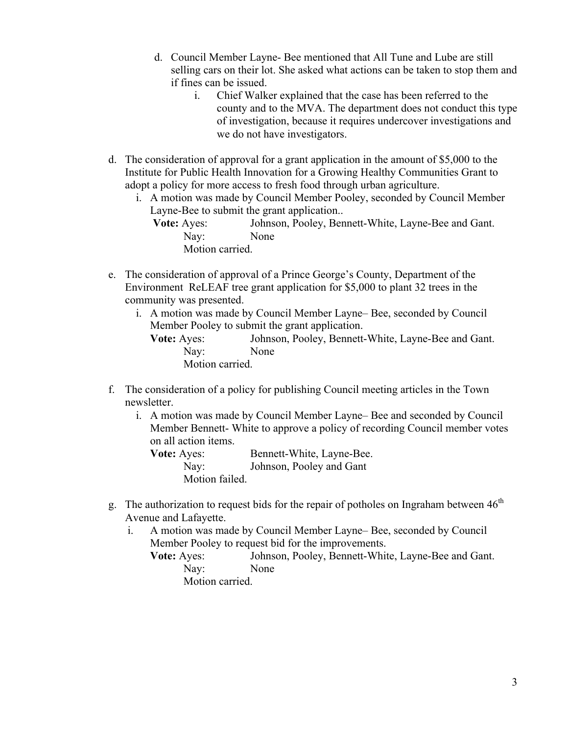d. Council Member Layne- Bee mentioned that All Tune and Lube are still selling cars on their lot. She asked what actions can be taken to stop them and if fines can be issued.

    i. Chief Walker explained that the case has been referred to the county and to the MVA. The department does not conduct this type of investigation, because it requires undercover investigations and we do not have investigators.

d. The consideration of approval for a grant application in the amount of $5,000 to the Institute for Public Health Innovation for a Growing Healthy Communities Grant to adopt a policy for more access to fresh food through urban agriculture.

    i. A motion was made by Council Member Pooley, seconded by Council Member Layne-Bee to submit the grant application..

    **Vote:** Ayes: Johnson, Pooley, Bennett-White, Layne-Bee and Gant.
    Nay: None
    Motion carried.

e. The consideration of approval of a Prince George's County, Department of the Environment ReLEAF tree grant application for $5,000 to plant 32 trees in the community was presented.

    i. A motion was made by Council Member Layne– Bee, seconded by Council Member Pooley to submit the grant application.

    **Vote:** Ayes: Johnson, Pooley, Bennett-White, Layne-Bee and Gant.
    Nay: None
    Motion carried.

f. The consideration of a policy for publishing Council meeting articles in the Town newsletter.

    i. A motion was made by Council Member Layne– Bee and seconded by Council Member Bennett- White to approve a policy of recording Council member votes on all action items.

    **Vote:** Ayes: Bennett-White, Layne-Bee.
    Nay: Johnson, Pooley and Gant
    Motion failed.

g. The authorization to request bids for the repair of potholes on Ingraham between 46th Avenue and Lafayette.

    i. A motion was made by Council Member Layne– Bee, seconded by Council Member Pooley to request bid for the improvements.

    **Vote:** Ayes: Johnson, Pooley, Bennett-White, Layne-Bee and Gant.
    Nay: None
    Motion carried.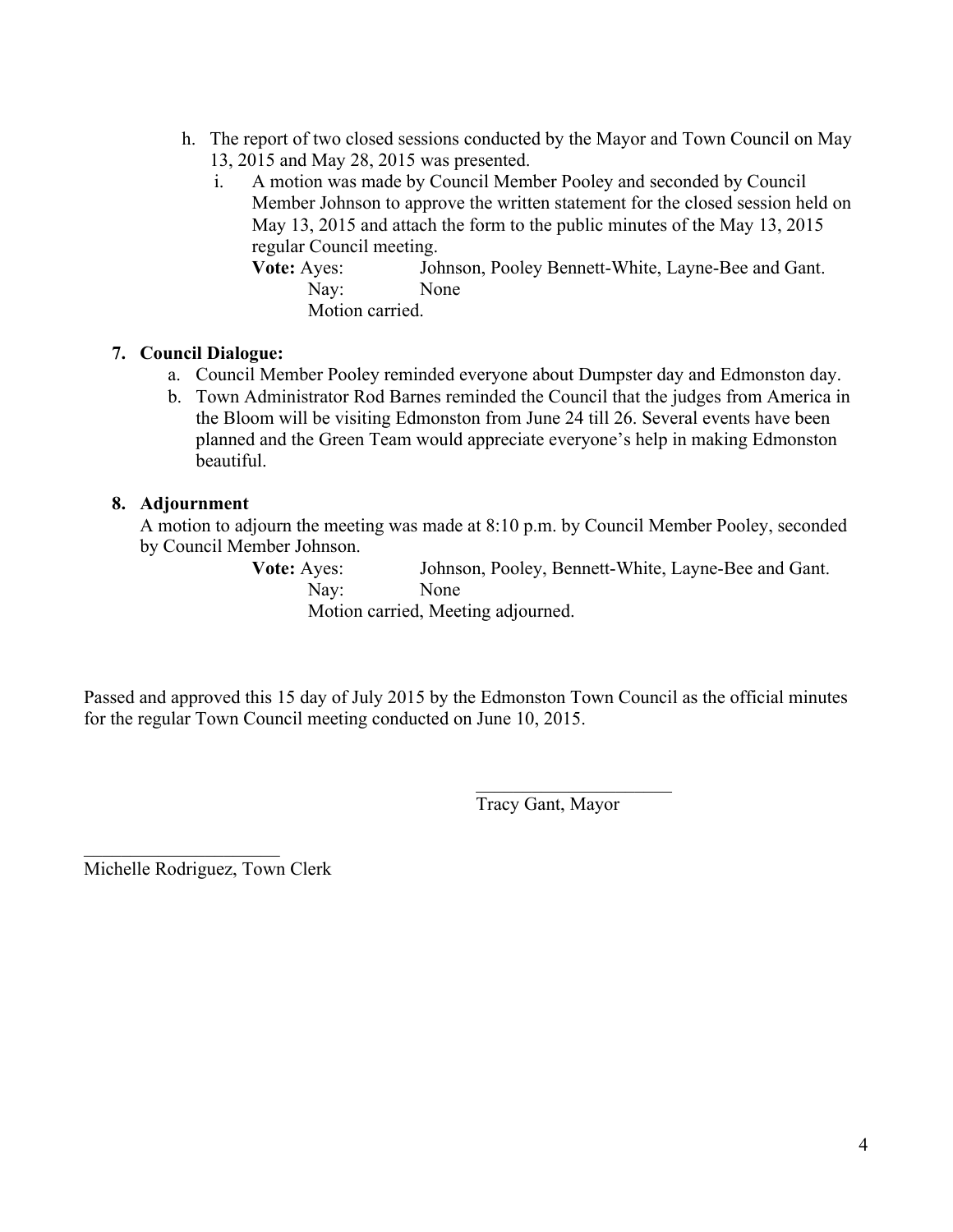h. The report of two closed sessions conducted by the Mayor and Town Council on May 13, 2015 and May 28, 2015 was presented.
   i. A motion was made by Council Member Pooley and seconded by Council Member Johnson to approve the written statement for the closed session held on May 13, 2015 and attach the form to the public minutes of the May 13, 2015 regular Council meeting.

      **Vote:** Ayes: Johnson, Pooley Bennett-White, Layne-Bee and Gant.
      Nay: None
      Motion carried.

**7. Council Dialogue:**

a. Council Member Pooley reminded everyone about Dumpster day and Edmonston day.
b. Town Administrator Rod Barnes reminded the Council that the judges from America in the Bloom will be visiting Edmonston from June 24 till 26. Several events have been planned and the Green Team would appreciate everyone's help in making Edmonston beautiful.

**8. Adjournment**

A motion to adjourn the meeting was made at 8:10 p.m. by Council Member Pooley, seconded by Council Member Johnson.

**Vote:** Ayes: Johnson, Pooley, Bennett-White, Layne-Bee and Gant.
Nay: None
Motion carried, Meeting adjourned.

Passed and approved this 15 day of July 2015 by the Edmonston Town Council as the official minutes for the regular Town Council meeting conducted on June 10, 2015.

______________________
Tracy Gant, Mayor

______________________
Michelle Rodriguez, Town Clerk